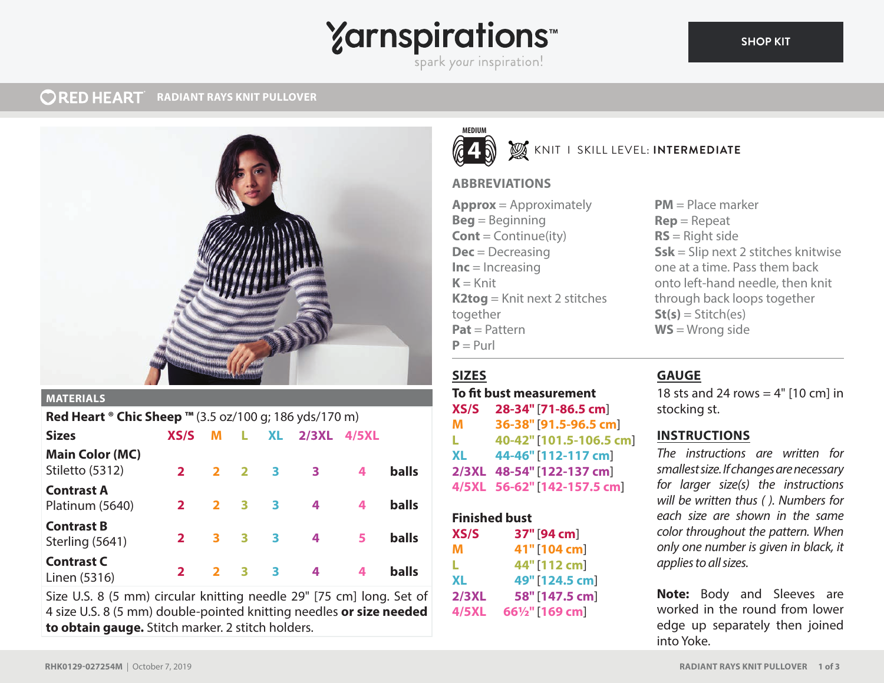# RED HEART RADIANT RAYS KNIT PULLOVER

MEDIUM 4

KNIT | SKILL LEVEL: **INTERMEDIATE**

## MATERIALS

**Red Heart ® Chic Sheep ™** (3.5 oz/100 g; 186 yds/170 m)

| Sizes | XS/S | M | L | XL | 2/3XL | 4/5XL | |
|---|---|---|---|---|---|---|---|
| **Main Color (MC)** Stiletto (5312) | 2 | 2 | 2 | 3 | 3 | 4 | balls |
| **Contrast A** Platinum (5640) | 2 | 2 | 3 | 3 | 4 | 4 | balls |
| **Contrast B** Sterling (5641) | 2 | 3 | 3 | 3 | 4 | 5 | balls |
| **Contrast C** Linen (5316) | 2 | 2 | 3 | 3 | 4 | 4 | balls |

Size U.S. 8 (5 mm) circular knitting needle 29" [75 cm] long. Set of 4 size U.S. 8 (5 mm) double-pointed knitting needles **or size needed to obtain gauge.** Stitch marker. 2 stitch holders.

## ABBREVIATIONS

**Approx** = Approximately
**Beg** = Beginning
**Cont** = Continue(ity)
**Dec** = Decreasing
**Inc** = Increasing
**K** = Knit
**K2tog** = Knit next 2 stitches together
**Pat** = Pattern
**P** = Purl
**PM** = Place marker
**Rep** = Repeat
**RS** = Right side
**Ssk** = Slip next 2 stitches knitwise one at a time. Pass them back onto left-hand needle, then knit through back loops together
**St(s)** = Stitch(es)
**WS** = Wrong side

## SIZES

**To fit bust measurement**

**XS/S** 28-34" [71-86.5 cm]
**M** 36-38" [91.5-96.5 cm]
**L** 40-42" [101.5-106.5 cm]
**XL** 44-46" [112-117 cm]
**2/3XL** 48-54" [122-137 cm]
**4/5XL** 56-62" [142-157.5 cm]

**Finished bust**

**XS/S** 37" [94 cm]
**M** 41" [104 cm]
**L** 44" [112 cm]
**XL** 49" [124.5 cm]
**2/3XL** 58" [147.5 cm]
**4/5XL** 66½" [169 cm]

## GAUGE

18 sts and 24 rows = 4" [10 cm] in stocking st.

## INSTRUCTIONS

*The instructions are written for smallest size. If changes are necessary for larger size(s) the instructions will be written thus ( ). Numbers for each size are shown in the same color throughout the pattern. When only one number is given in black, it applies to all sizes.*

**Note:** Body and Sleeves are worked in the round from lower edge up separately then joined into Yoke.

RHK0129-027254M | October 7, 2019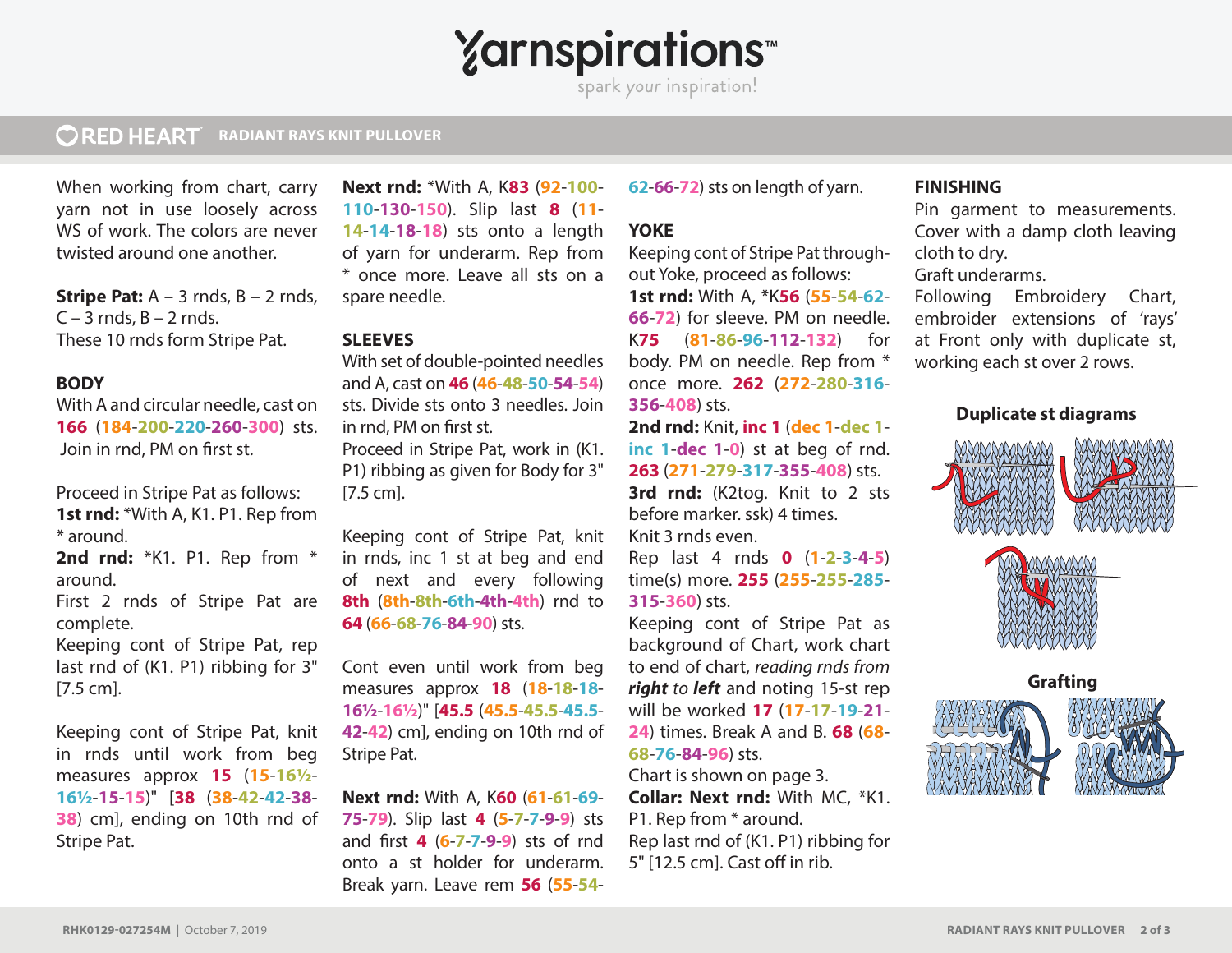When working from chart, carry yarn not in use loosely across WS of work. The colors are never twisted around one another.

**Stripe Pat:** A – 3 rnds, B – 2 rnds, C – 3 rnds, B – 2 rnds.
These 10 rnds form Stripe Pat.

## BODY

With A and circular needle, cast on **166** (**184**-**200**-**220**-**260**-**300**) sts. Join in rnd, PM on first st.

Proceed in Stripe Pat as follows:
**1st rnd:** *With A, K1. P1. Rep from * around.
**2nd rnd:** *K1. P1. Rep from * around.
First 2 rnds of Stripe Pat are complete.
Keeping cont of Stripe Pat, rep last rnd of (K1. P1) ribbing for 3" [7.5 cm].

Keeping cont of Stripe Pat, knit in rnds until work from beg measures approx **15** (**15**-**16½**-**16½**-**15**-**15**)" [**38** (**38**-**42**-**42**-**38**-**38**) cm], ending on 10th rnd of Stripe Pat.

**Next rnd:** *With A, K**83** (**92**-**100**-**110**-**130**-**150**). Slip last **8** (**11**-**14**-**14**-**18**-**18**) sts onto a length of yarn for underarm. Rep from * once more. Leave all sts on a spare needle.

## SLEEVES

With set of double-pointed needles and A, cast on **46** (**46**-**48**-**50**-**54**-**54**) sts. Divide sts onto 3 needles. Join in rnd, PM on first st.
Proceed in Stripe Pat, work in (K1. P1) ribbing as given for Body for 3" [7.5 cm].

Keeping cont of Stripe Pat, knit in rnds, inc 1 st at beg and end of next and every following **8th** (**8th**-**8th**-**6th**-**4th**-**4th**) rnd to **64** (**66**-**68**-**76**-**84**-**90**) sts.

Cont even until work from beg measures approx **18** (**18**-**18**-**18**-**16½**-**16½**)" [**45.5** (**45.5**-**45.5**-**45.5**-**42**-**42**) cm], ending on 10th rnd of Stripe Pat.

**Next rnd:** With A, K**60** (**61**-**61**-**69**-**75**-**79**). Slip last **4** (**5**-**7**-**7**-**9**-**9**) sts and first **4** (**6**-**7**-**7**-**9**-**9**) sts of rnd onto a st holder for underarm. Break yarn. Leave rem **56** (**55**-**54**-**62**-**66**-**72**) sts on length of yarn.

## YOKE

Keeping cont of Stripe Pat throughout Yoke, proceed as follows:
**1st rnd:** With A, *K**56** (**55**-**54**-**62**-**66**-**72**) for sleeve. PM on needle. K**75** (**81**-**86**-**96**-**112**-**132**) for body. PM on needle. Rep from * once more. **262** (**272**-**280**-**316**-**356**-**408**) sts.
**2nd rnd:** Knit, **inc 1** (**dec 1**-**dec 1**-**inc 1**-**dec 1**-**0**) st at beg of rnd. **263** (**271**-**279**-**317**-**355**-**408**) sts.
**3rd rnd:** (K2tog. Knit to 2 sts before marker. ssk) 4 times.
Knit 3 rnds even.
Rep last 4 rnds **0** (**1**-**2**-**3**-**4**-**5**) time(s) more. **255** (**255**-**255**-**285**-**315**-**360**) sts.
Keeping cont of Stripe Pat as background of Chart, work chart to end of chart, *reading rnds from **right** to **left*** and noting 15-st rep will be worked **17** (**17**-**17**-**19**-**21**-**24**) times. Break A and B. **68** (**68**-**68**-**76**-**84**-**96**) sts.
Chart is shown on page 3.
**Collar: Next rnd:** With MC, *K1. P1. Rep from * around.
Rep last rnd of (K1. P1) ribbing for 5" [12.5 cm]. Cast off in rib.

## FINISHING

Pin garment to measurements. Cover with a damp cloth leaving cloth to dry.
Graft underarms.
Following Embroidery Chart, embroider extensions of 'rays' at Front only with duplicate st, working each st over 2 rows.

**Duplicate st diagrams**

**Grafting**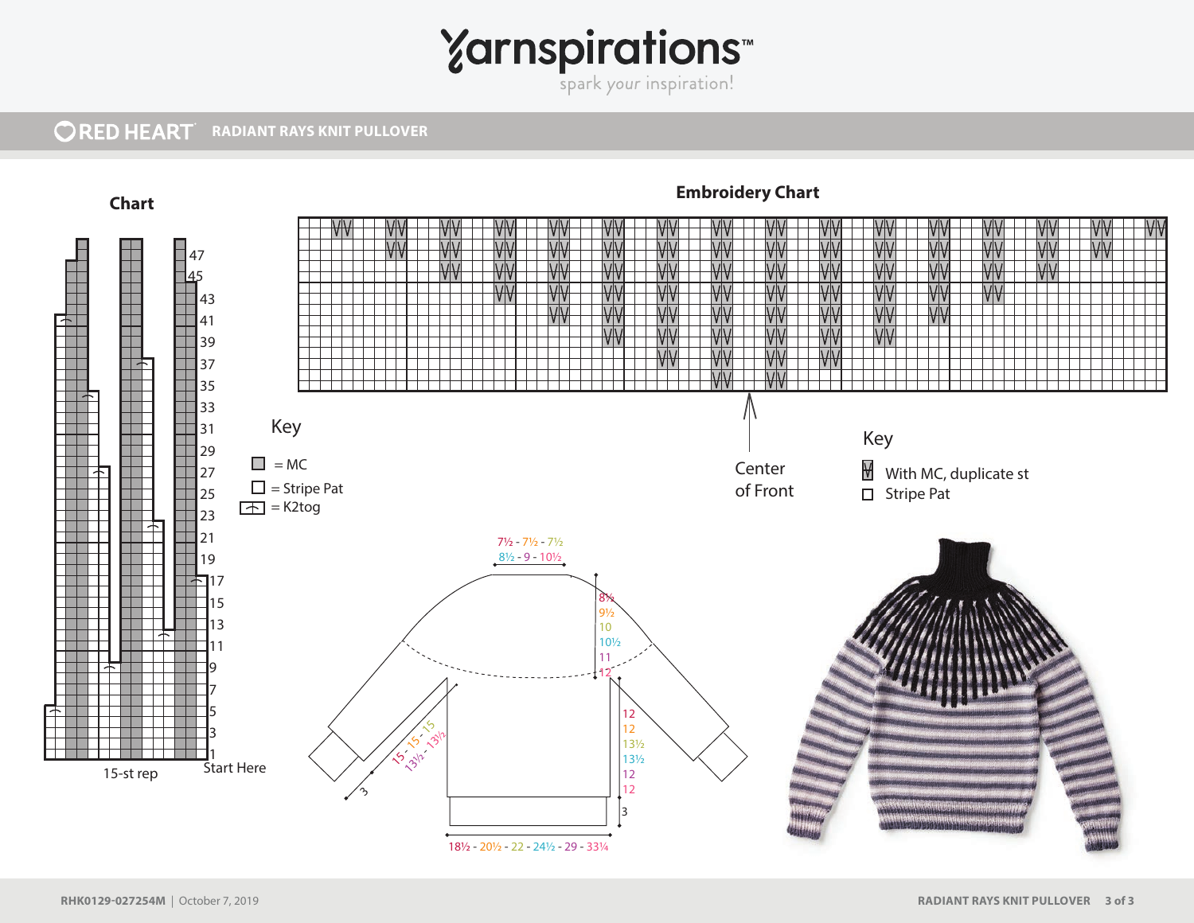## Chart

47

45

43

41

39

37

35

33

31

29

27

25

23

21

19

17

15

13

11

9

7

5

3

1

15-st rep

Start Here

Key

= MC

= Stripe Pat

= K2tog

## Embroidery Chart

Center of Front

Key

With MC, duplicate st

Stripe Pat

7½ - 7½ - 7½

8½ - 9 - 10½

8½

9½

10

10½

11

12

12

12

13½

13½

12

12

3

15 - 15 - 15

13½ - 13½

3

18½ - 20½ - 22 - 24½ - 29 - 33¼